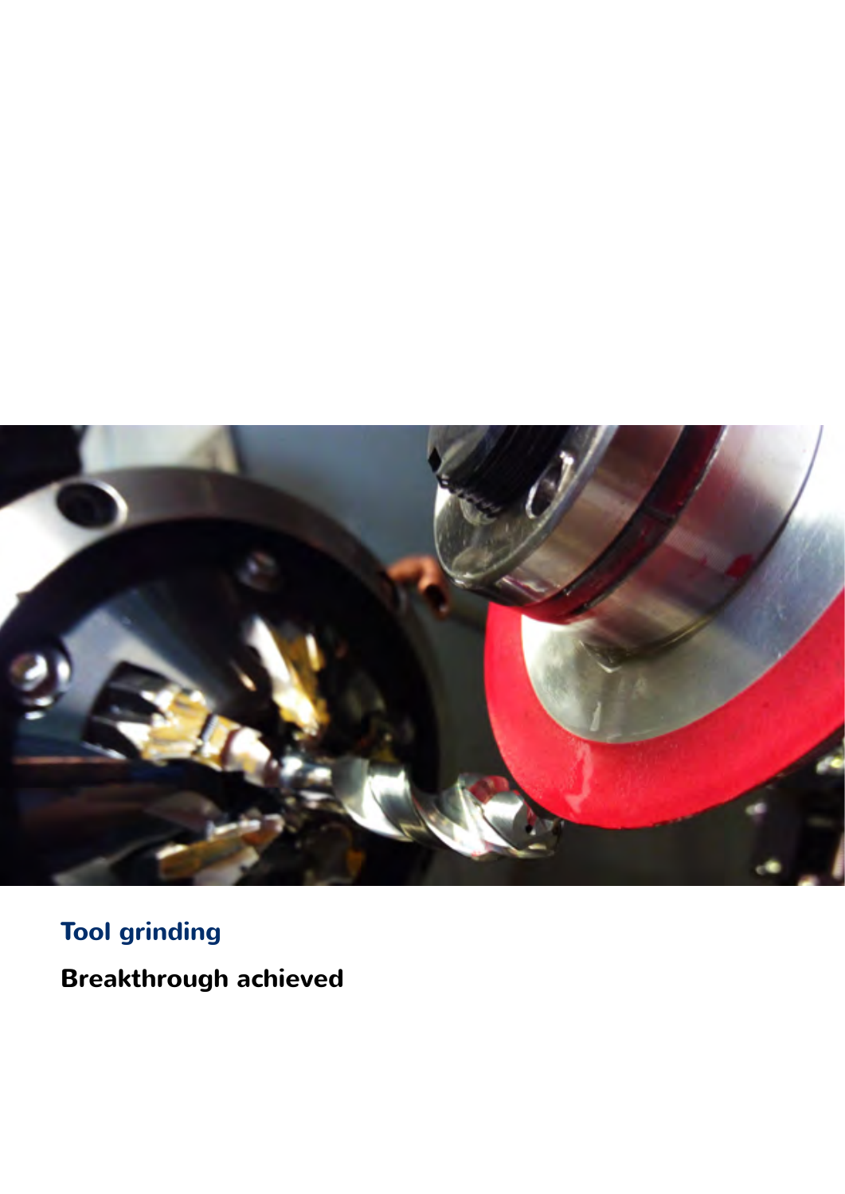# Tool grinding

## Breakthrough achieved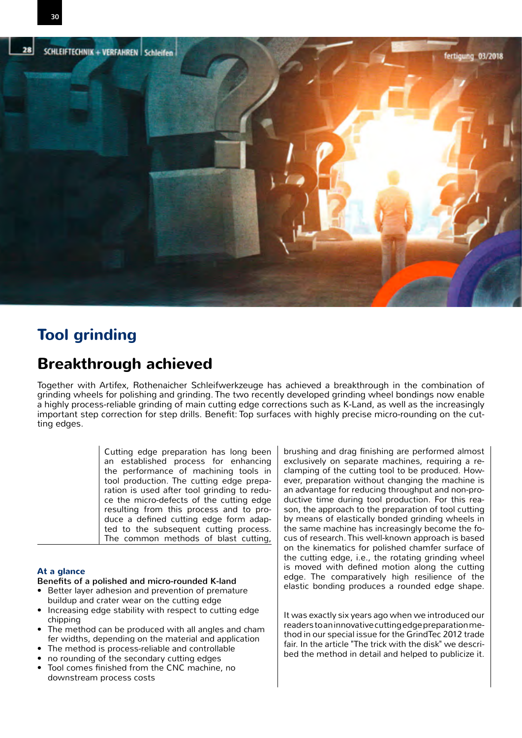# Tool grinding

## Breakthrough achieved

Together with Artifex, Rothenaicher Schleifwerkzeuge has achieved a breakthrough in the combination of grinding wheels for polishing and grinding. The two recently developed grinding wheel bondings now enable a highly process-reliable grinding of main cutting edge corrections such as K-Land, as well as the increasingly important step correction for step drills. Benefit: Top surfaces with highly precise micro-rounding on the cutting edges.

Cutting edge preparation has long been an established process for enhancing the performance of machining tools in tool production. The cutting edge preparation is used after tool grinding to reduce the micro-defects of the cutting edge resulting from this process and to produce a defined cutting edge form adapted to the subsequent cutting process. The common methods of blast cutting, brushing and drag finishing are performed almost exclusively on separate machines, requiring a re-clamping of the cutting tool to be produced. However, preparation without changing the machine is an advantage for reducing throughput and non-productive time during tool production. For this reason, the approach to the preparation of tool cutting by means of elastically bonded grinding wheels in the same machine has increasingly become the focus of research. This well-known approach is based on the kinematics for polished chamfer surface of the cutting edge, i.e., the rotating grinding wheel is moved with defined motion along the cutting edge. The comparatively high resilience of the elastic bonding produces a rounded edge shape.

It was exactly six years ago when we introduced our readers to an innovative cutting edge preparation method in our special issue for the GrindTec 2012 trade fair. In the article "The trick with the disk" we described the method in detail and helped to publicize it.

### At a glance

**Benefits of a polished and micro-rounded K-land**

- Better layer adhesion and prevention of premature buildup and crater wear on the cutting edge
- Increasing edge stability with respect to cutting edge chipping
- The method can be produced with all angles and chamfer widths, depending on the material and application
- The method is process-reliable and controllable
- no rounding of the secondary cutting edges
- Tool comes finished from the CNC machine, no downstream process costs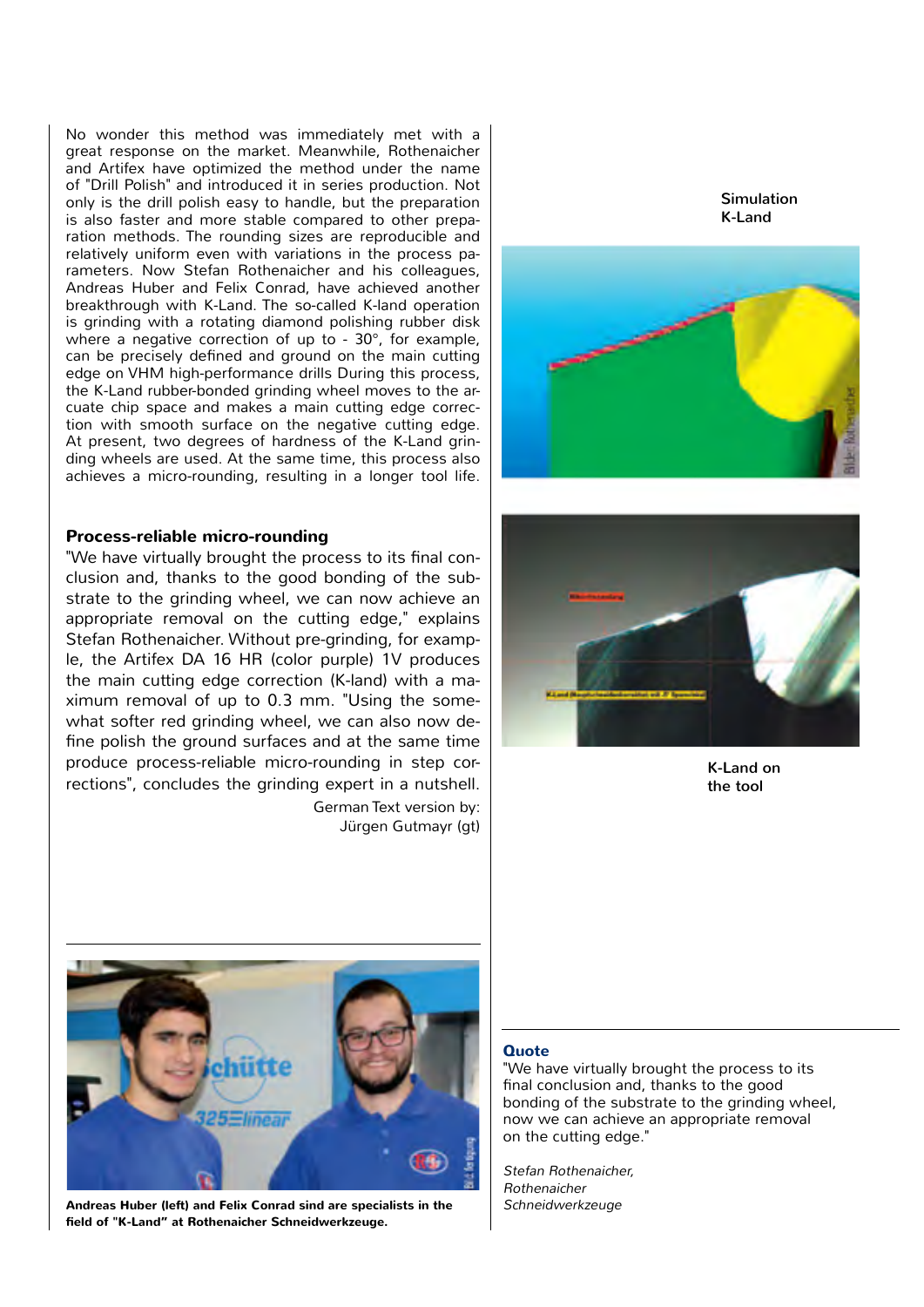No wonder this method was immediately met with a great response on the market. Meanwhile, Rothenaicher and Artifex have optimized the method under the name of "Drill Polish" and introduced it in series production. Not only is the drill polish easy to handle, but the preparation is also faster and more stable compared to other preparation methods. The rounding sizes are reproducible and relatively uniform even with variations in the process parameters. Now Stefan Rothenaicher and his colleagues, Andreas Huber and Felix Conrad, have achieved another breakthrough with K-Land. The so-called K-land operation is grinding with a rotating diamond polishing rubber disk where a negative correction of up to - 30°, for example, can be precisely defined and ground on the main cutting edge on VHM high-performance drills During this process, the K-Land rubber-bonded grinding wheel moves to the arcuate chip space and makes a main cutting edge correction with smooth surface on the negative cutting edge. At present, two degrees of hardness of the K-Land grinding wheels are used. At the same time, this process also achieves a micro-rounding, resulting in a longer tool life.

## Process-reliable micro-rounding

"We have virtually brought the process to its final conclusion and, thanks to the good bonding of the substrate to the grinding wheel, we can now achieve an appropriate removal on the cutting edge," explains Stefan Rothenaicher. Without pre-grinding, for example, the Artifex DA 16 HR (color purple) 1V produces the main cutting edge correction (K-land) with a maximum removal of up to 0.3 mm. "Using the somewhat softer red grinding wheel, we can also now define polish the ground surfaces and at the same time produce process-reliable micro-rounding in step corrections", concludes the grinding expert in a nutshell.

German Text version by:
Jürgen Gutmayr (gt)

Simulation K-Land

K-Land on the tool

**Andreas Huber (left) and Felix Conrad sind are specialists in the field of "K-Land" at Rothenaicher Schneidwerkzeuge.**

**Quote**

"We have virtually brought the process to its final conclusion and, thanks to the good bonding of the substrate to the grinding wheel, now we can achieve an appropriate removal on the cutting edge."

*Stefan Rothenaicher,*
*Rothenaicher*
*Schneidwerkzeuge*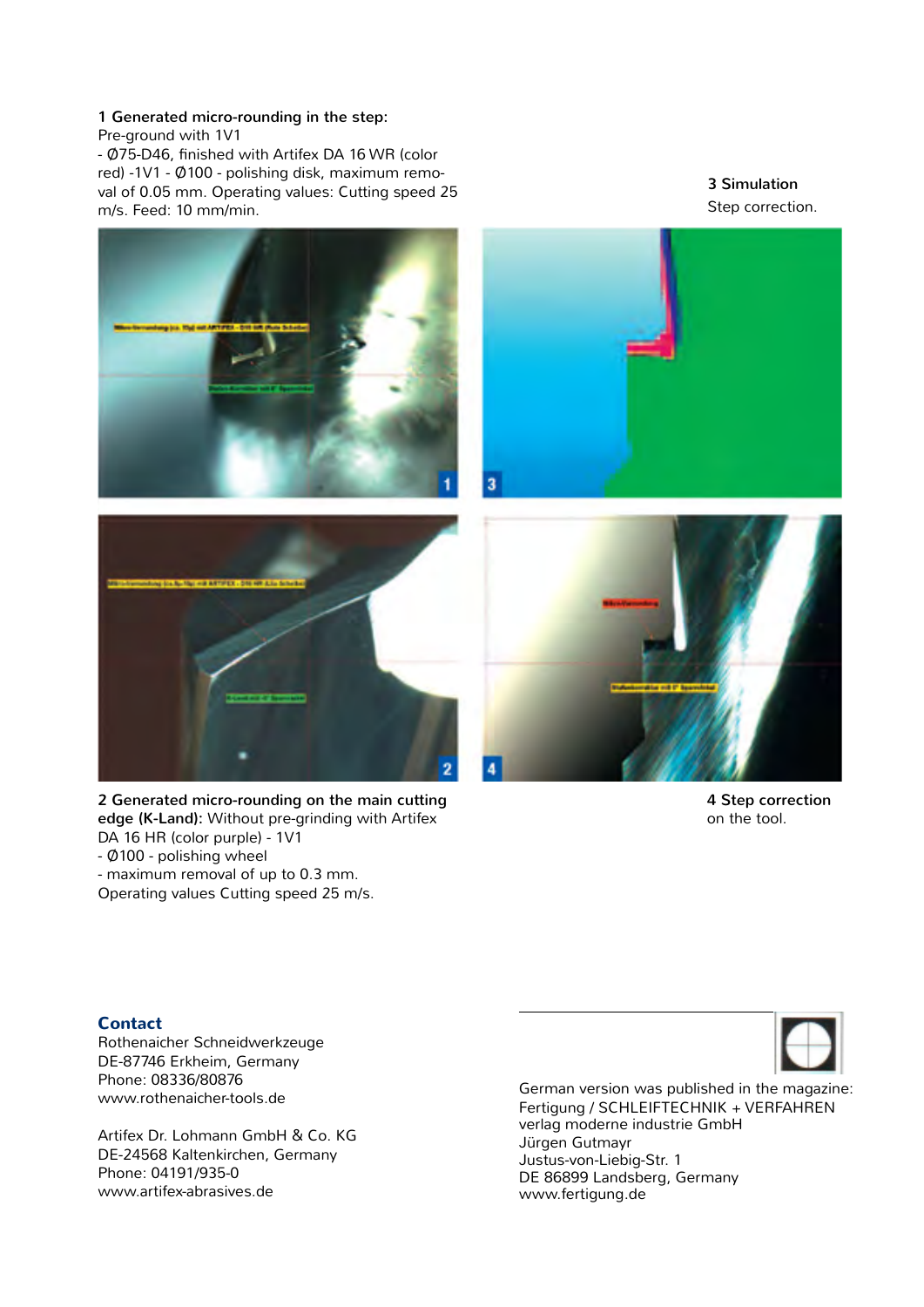**1 Generated micro-rounding in the step:**
Pre-ground with 1V1
- Ø75-D46, finished with Artifex DA 16 WR (color red) -1V1 - Ø100 - polishing disk, maximum removal of 0.05 mm. Operating values: Cutting speed 25 m/s. Feed: 10 mm/min.

**3 Simulation**
Step correction.

**2 Generated micro-rounding on the main cutting edge (K-Land):** Without pre-grinding with Artifex DA 16 HR (color purple) - 1V1
- Ø100 - polishing wheel
- maximum removal of up to 0.3 mm.
Operating values Cutting speed 25 m/s.

**4 Step correction**
on the tool.

## Contact

Rothenaicher Schneidwerkzeuge
DE-87746 Erkheim, Germany
Phone: 08336/80876
www.rothenaicher-tools.de

Artifex Dr. Lohmann GmbH & Co. KG
DE-24568 Kaltenkirchen, Germany
Phone: 04191/935-0
www.artifex-abrasives.de

German version was published in the magazine:
Fertigung / SCHLEIFTECHNIK + VERFAHREN
verlag moderne industrie GmbH
Jürgen Gutmayr
Justus-von-Liebig-Str. 1
DE 86899 Landsberg, Germany
www.fertigung.de